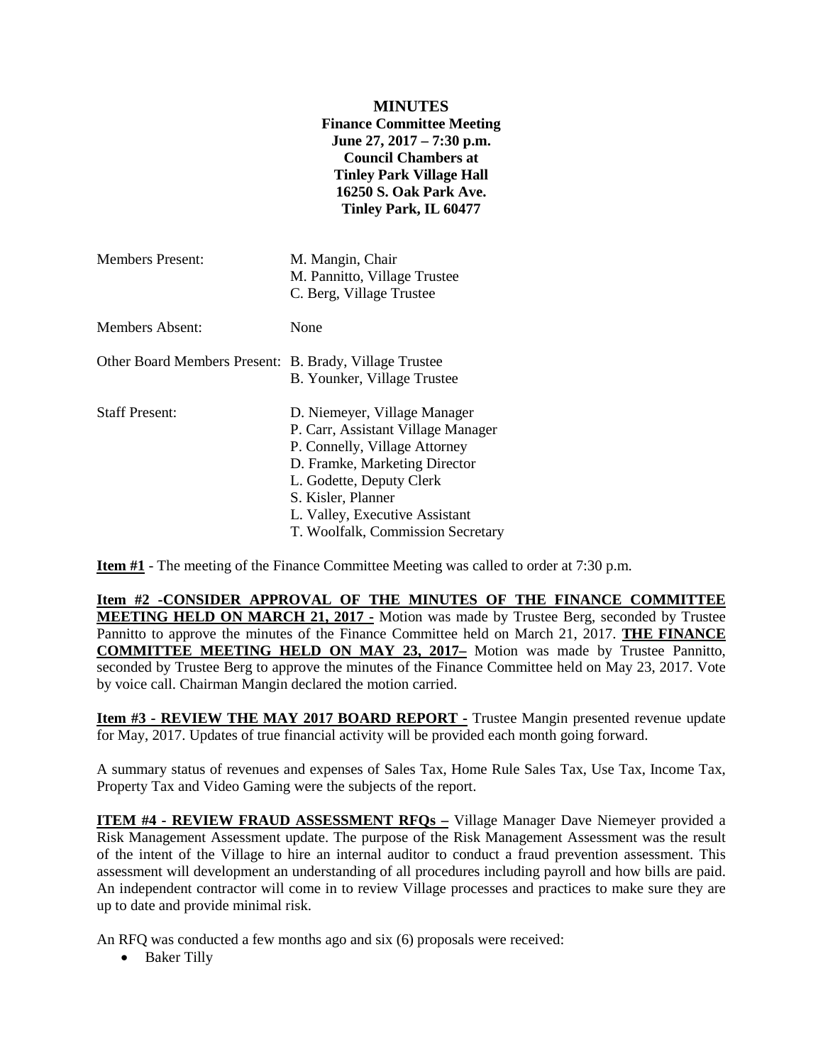**MINUTES**
**Finance Committee Meeting**
**June 27, 2017 – 7:30 p.m.**
**Council Chambers at**
**Tinley Park Village Hall**
**16250 S. Oak Park Ave.**
**Tinley Park, IL 60477**

| | |
|---|---|
| Members Present: | M. Mangin, Chair<br>M. Pannitto, Village Trustee<br>C. Berg, Village Trustee |
| Members Absent: | None |
| Other Board Members Present: | B. Brady, Village Trustee<br>B. Younker, Village Trustee |
| Staff Present: | D. Niemeyer, Village Manager<br>P. Carr, Assistant Village Manager<br>P. Connelly, Village Attorney<br>D. Framke, Marketing Director<br>L. Godette, Deputy Clerk<br>S. Kisler, Planner<br>L. Valley, Executive Assistant<br>T. Woolfalk, Commission Secretary |

**Item #1** - The meeting of the Finance Committee Meeting was called to order at 7:30 p.m.

**Item #2 -CONSIDER APPROVAL OF THE MINUTES OF THE FINANCE COMMITTEE MEETING HELD ON MARCH 21, 2017 -** Motion was made by Trustee Berg, seconded by Trustee Pannitto to approve the minutes of the Finance Committee held on March 21, 2017. **THE FINANCE COMMITTEE MEETING HELD ON MAY 23, 2017–** Motion was made by Trustee Pannitto, seconded by Trustee Berg to approve the minutes of the Finance Committee held on May 23, 2017. Vote by voice call. Chairman Mangin declared the motion carried.

**Item #3 - REVIEW THE MAY 2017 BOARD REPORT -** Trustee Mangin presented revenue update for May, 2017. Updates of true financial activity will be provided each month going forward.

A summary status of revenues and expenses of Sales Tax, Home Rule Sales Tax, Use Tax, Income Tax, Property Tax and Video Gaming were the subjects of the report.

**ITEM #4 - REVIEW FRAUD ASSESSMENT RFQs –** Village Manager Dave Niemeyer provided a Risk Management Assessment update. The purpose of the Risk Management Assessment was the result of the intent of the Village to hire an internal auditor to conduct a fraud prevention assessment. This assessment will development an understanding of all procedures including payroll and how bills are paid. An independent contractor will come in to review Village processes and practices to make sure they are up to date and provide minimal risk.

An RFQ was conducted a few months ago and six (6) proposals were received:

- Baker Tilly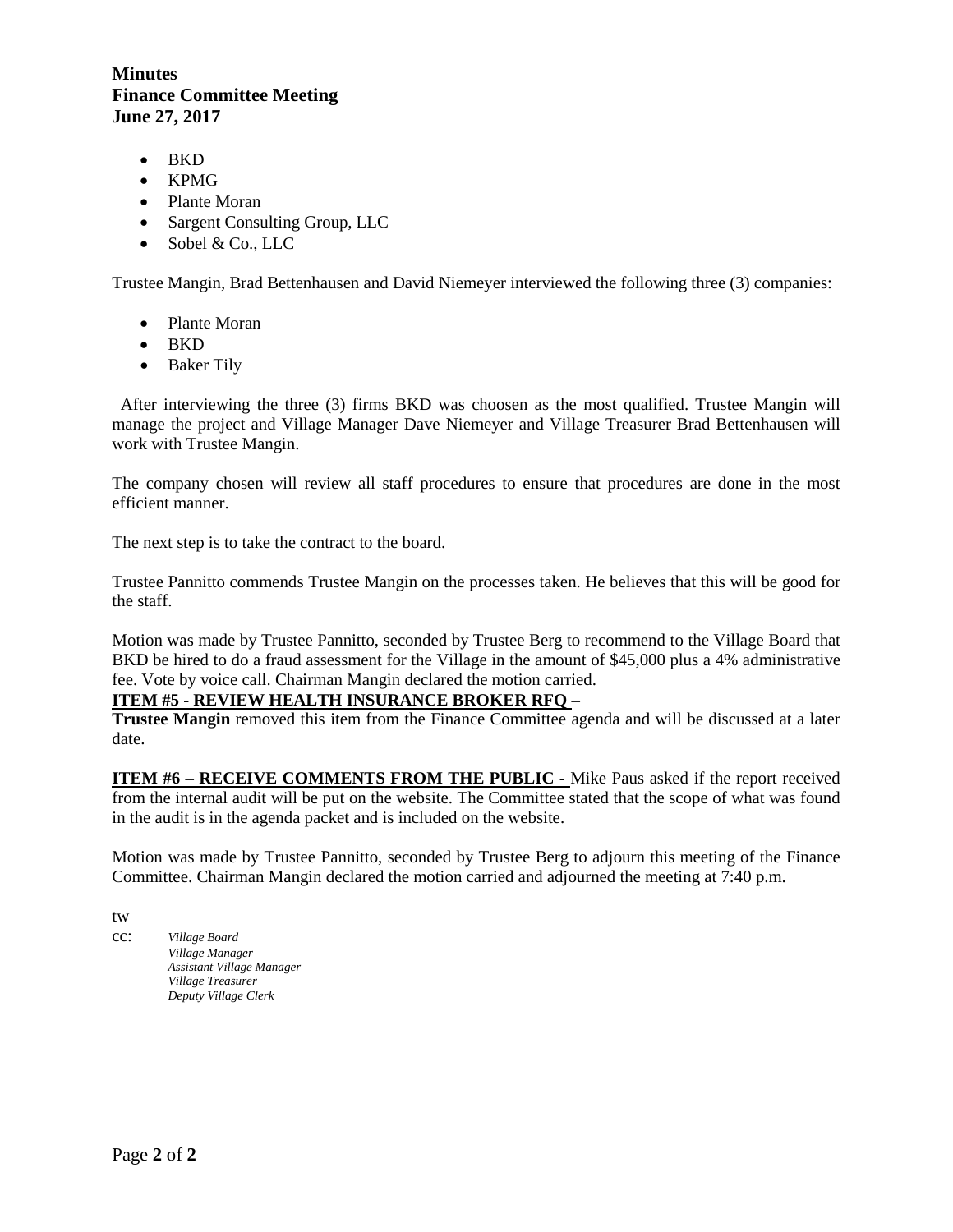- BKD
- KPMG
- Plante Moran
- Sargent Consulting Group, LLC
- Sobel & Co., LLC

Trustee Mangin, Brad Bettenhausen and David Niemeyer interviewed the following three (3) companies:

- Plante Moran
- BKD
- Baker Tily

After interviewing the three (3) firms BKD was choosen as the most qualified. Trustee Mangin will manage the project and Village Manager Dave Niemeyer and Village Treasurer Brad Bettenhausen will work with Trustee Mangin.

The company chosen will review all staff procedures to ensure that procedures are done in the most efficient manner.

The next step is to take the contract to the board.

Trustee Pannitto commends Trustee Mangin on the processes taken. He believes that this will be good for the staff.

Motion was made by Trustee Pannitto, seconded by Trustee Berg to recommend to the Village Board that BKD be hired to do a fraud assessment for the Village in the amount of $45,000 plus a 4% administrative fee. Vote by voice call. Chairman Mangin declared the motion carried.

**ITEM #5 - REVIEW HEALTH INSURANCE BROKER RFQ –**

**Trustee Mangin** removed this item from the Finance Committee agenda and will be discussed at a later date.

**ITEM #6 – RECEIVE COMMENTS FROM THE PUBLIC -** Mike Paus asked if the report received from the internal audit will be put on the website. The Committee stated that the scope of what was found in the audit is in the agenda packet and is included on the website.

Motion was made by Trustee Pannitto, seconded by Trustee Berg to adjourn this meeting of the Finance Committee. Chairman Mangin declared the motion carried and adjourned the meeting at 7:40 p.m.

tw

cc: *Village Board*
*Village Manager*
*Assistant Village Manager*
*Village Treasurer*
*Deputy Village Clerk*